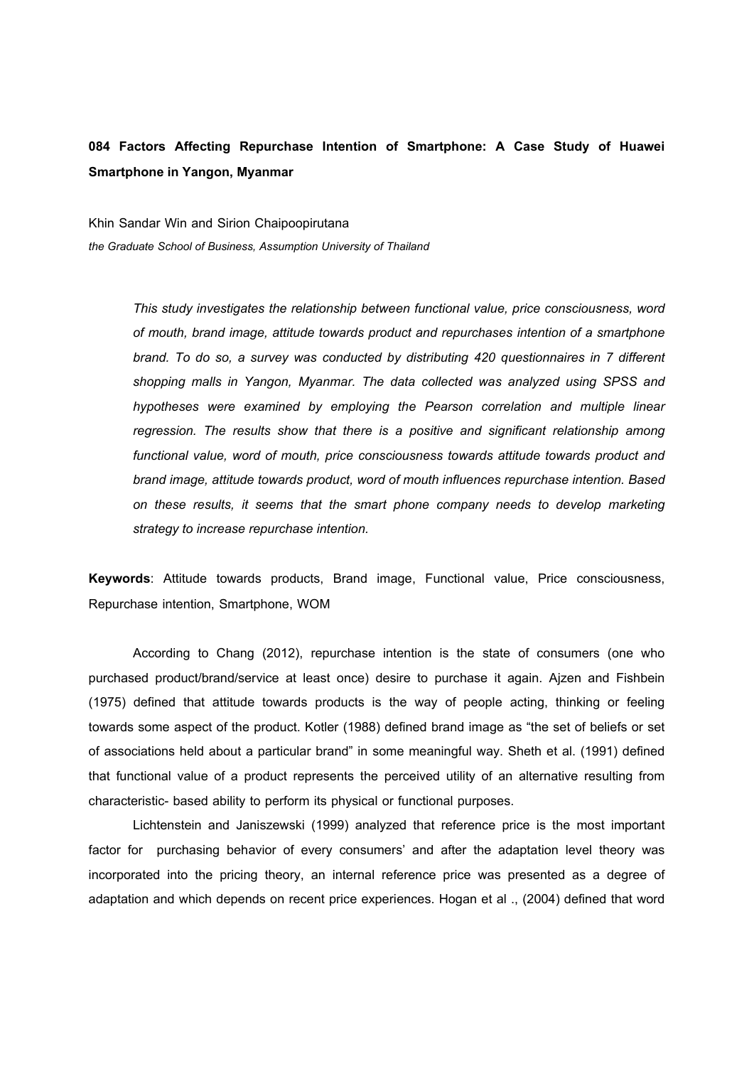# 084 Factors Affecting Repurchase Intention of Smartphone: A Case Study of Huawei Smartphone in Yangon, Myanmar

Khin Sandar Win and Sirion Chaipoopirutana

*the Graduate School of Business, Assumption University of Thailand*

*This study investigates the relationship between functional value, price consciousness, word of mouth, brand image, attitude towards product and repurchases intention of a smartphone brand. To do so, a survey was conducted by distributing 420 questionnaires in 7 different shopping malls in Yangon, Myanmar. The data collected was analyzed using SPSS and hypotheses were examined by employing the Pearson correlation and multiple linear regression. The results show that there is a positive and significant relationship among functional value, word of mouth, price consciousness towards attitude towards product and brand image, attitude towards product, word of mouth influences repurchase intention. Based on these results, it seems that the smart phone company needs to develop marketing strategy to increase repurchase intention.*

**Keywords**: Attitude towards products, Brand image, Functional value, Price consciousness, Repurchase intention, Smartphone, WOM

According to Chang (2012), repurchase intention is the state of consumers (one who purchased product/brand/service at least once) desire to purchase it again. Ajzen and Fishbein (1975) defined that attitude towards products is the way of people acting, thinking or feeling towards some aspect of the product. Kotler (1988) defined brand image as "the set of beliefs or set of associations held about a particular brand" in some meaningful way. Sheth et al. (1991) defined that functional value of a product represents the perceived utility of an alternative resulting from characteristic- based ability to perform its physical or functional purposes.

Lichtenstein and Janiszewski (1999) analyzed that reference price is the most important factor for purchasing behavior of every consumers' and after the adaptation level theory was incorporated into the pricing theory, an internal reference price was presented as a degree of adaptation and which depends on recent price experiences. Hogan et al ., (2004) defined that word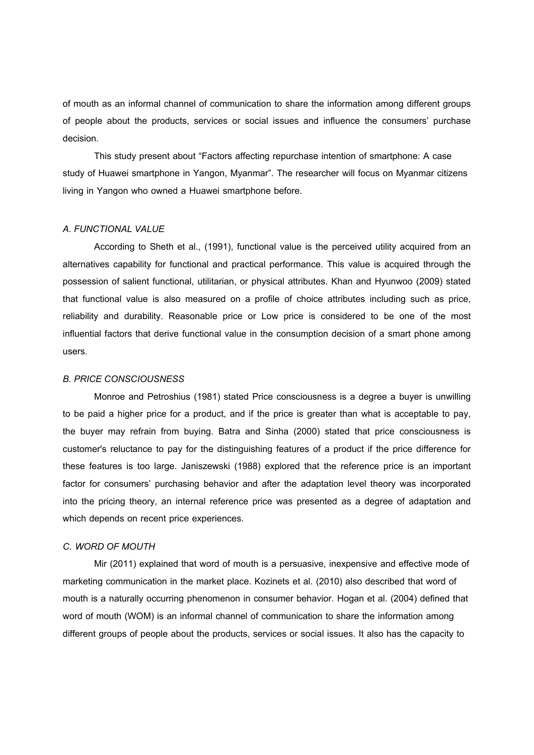of mouth as an informal channel of communication to share the information among different groups of people about the products, services or social issues and influence the consumers' purchase decision.

This study present about "Factors affecting repurchase intention of smartphone: A case study of Huawei smartphone in Yangon, Myanmar". The researcher will focus on Myanmar citizens living in Yangon who owned a Huawei smartphone before.

### *A. FUNCTIONAL VALUE*

According to Sheth et al., (1991), functional value is the perceived utility acquired from an alternatives capability for functional and practical performance. This value is acquired through the possession of salient functional, utilitarian, or physical attributes. Khan and Hyunwoo (2009) stated that functional value is also measured on a profile of choice attributes including such as price, reliability and durability. Reasonable price or Low price is considered to be one of the most influential factors that derive functional value in the consumption decision of a smart phone among users.

### *B. PRICE CONSCIOUSNESS*

Monroe and Petroshius (1981) stated Price consciousness is a degree a buyer is unwilling to be paid a higher price for a product, and if the price is greater than what is acceptable to pay, the buyer may refrain from buying. Batra and Sinha (2000) stated that price consciousness is customer's reluctance to pay for the distinguishing features of a product if the price difference for these features is too large. Janiszewski (1988) explored that the reference price is an important factor for consumers' purchasing behavior and after the adaptation level theory was incorporated into the pricing theory, an internal reference price was presented as a degree of adaptation and which depends on recent price experiences.

### *C. WORD OF MOUTH*

Mir (2011) explained that word of mouth is a persuasive, inexpensive and effective mode of marketing communication in the market place. Kozinets et al. (2010) also described that word of mouth is a naturally occurring phenomenon in consumer behavior. Hogan et al. (2004) defined that word of mouth (WOM) is an informal channel of communication to share the information among different groups of people about the products, services or social issues. It also has the capacity to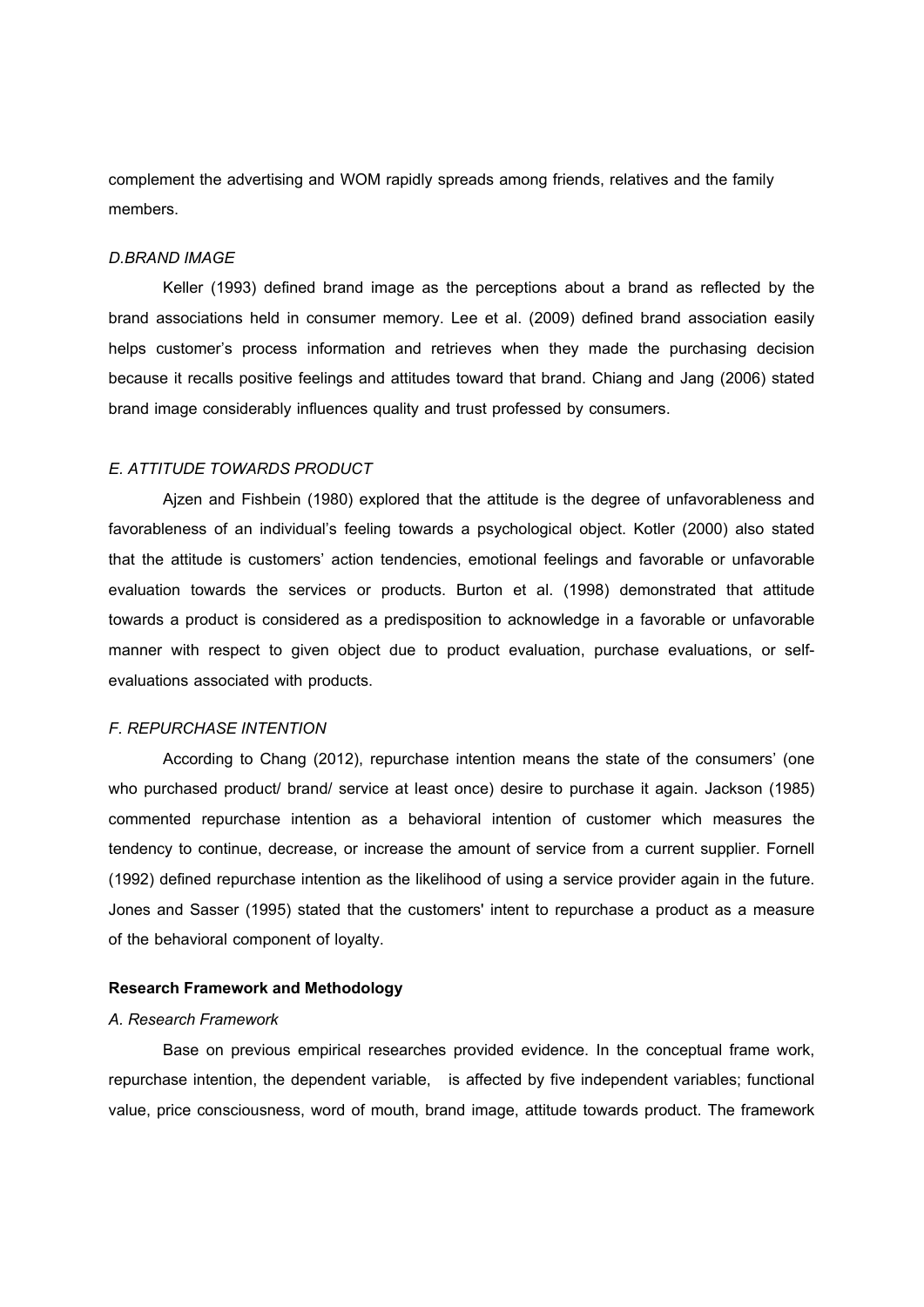complement the advertising and WOM rapidly spreads among friends, relatives and the family members.

#### *D.BRAND IMAGE*

Keller (1993) defined brand image as the perceptions about a brand as reflected by the brand associations held in consumer memory. Lee et al. (2009) defined brand association easily helps customer's process information and retrieves when they made the purchasing decision because it recalls positive feelings and attitudes toward that brand. Chiang and Jang (2006) stated brand image considerably influences quality and trust professed by consumers.

#### *E. ATTITUDE TOWARDS PRODUCT*

Ajzen and Fishbein (1980) explored that the attitude is the degree of unfavorableness and favorableness of an individual's feeling towards a psychological object. Kotler (2000) also stated that the attitude is customers' action tendencies, emotional feelings and favorable or unfavorable evaluation towards the services or products. Burton et al. (1998) demonstrated that attitude towards a product is considered as a predisposition to acknowledge in a favorable or unfavorable manner with respect to given object due to product evaluation, purchase evaluations, or self-evaluations associated with products.

#### *F. REPURCHASE INTENTION*

According to Chang (2012), repurchase intention means the state of the consumers' (one who purchased product/ brand/ service at least once) desire to purchase it again. Jackson (1985) commented repurchase intention as a behavioral intention of customer which measures the tendency to continue, decrease, or increase the amount of service from a current supplier. Fornell (1992) defined repurchase intention as the likelihood of using a service provider again in the future. Jones and Sasser (1995) stated that the customers' intent to repurchase a product as a measure of the behavioral component of loyalty.

## **Research Framework and Methodology**

### *A. Research Framework*

Base on previous empirical researches provided evidence. In the conceptual frame work, repurchase intention, the dependent variable, is affected by five independent variables; functional value, price consciousness, word of mouth, brand image, attitude towards product. The framework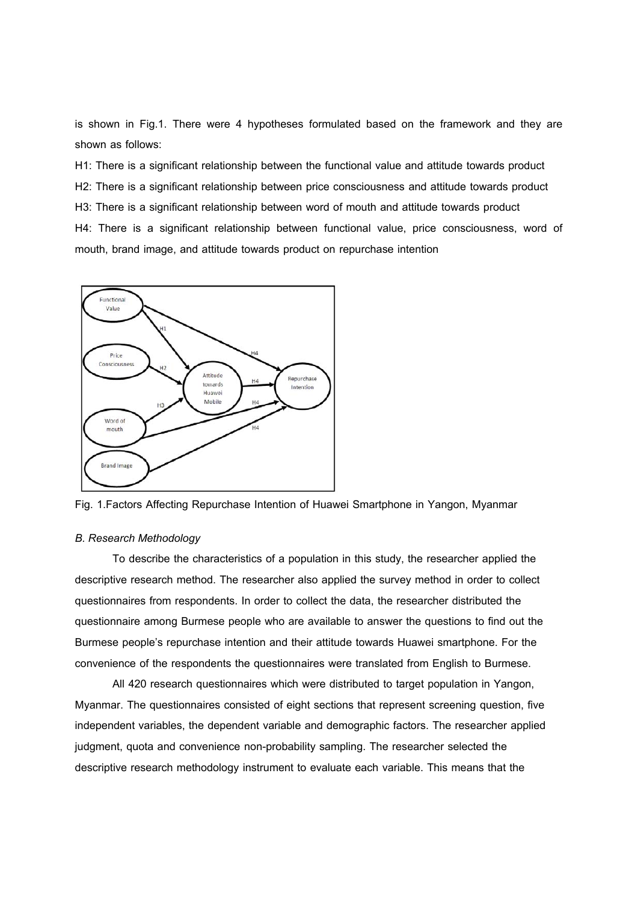is shown in Fig.1. There were 4 hypotheses formulated based on the framework and they are shown as follows:

H1: There is a significant relationship between the functional value and attitude towards product

H2: There is a significant relationship between price consciousness and attitude towards product

H3: There is a significant relationship between word of mouth and attitude towards product

H4: There is a significant relationship between functional value, price consciousness, word of mouth, brand image, and attitude towards product on repurchase intention

Functional Value

Price Consciousness

Word of mouth

Brand Image

Attitude towards Huawei Mobile

Repurchase Intention

H1

H2

H3

H4

H4

H4

H4

Fig. 1.Factors Affecting Repurchase Intention of Huawei Smartphone in Yangon, Myanmar

### *B. Research Methodology*

To describe the characteristics of a population in this study, the researcher applied the descriptive research method. The researcher also applied the survey method in order to collect questionnaires from respondents. In order to collect the data, the researcher distributed the questionnaire among Burmese people who are available to answer the questions to find out the Burmese people's repurchase intention and their attitude towards Huawei smartphone. For the convenience of the respondents the questionnaires were translated from English to Burmese.

All 420 research questionnaires which were distributed to target population in Yangon, Myanmar. The questionnaires consisted of eight sections that represent screening question, five independent variables, the dependent variable and demographic factors. The researcher applied judgment, quota and convenience non-probability sampling. The researcher selected the descriptive research methodology instrument to evaluate each variable. This means that the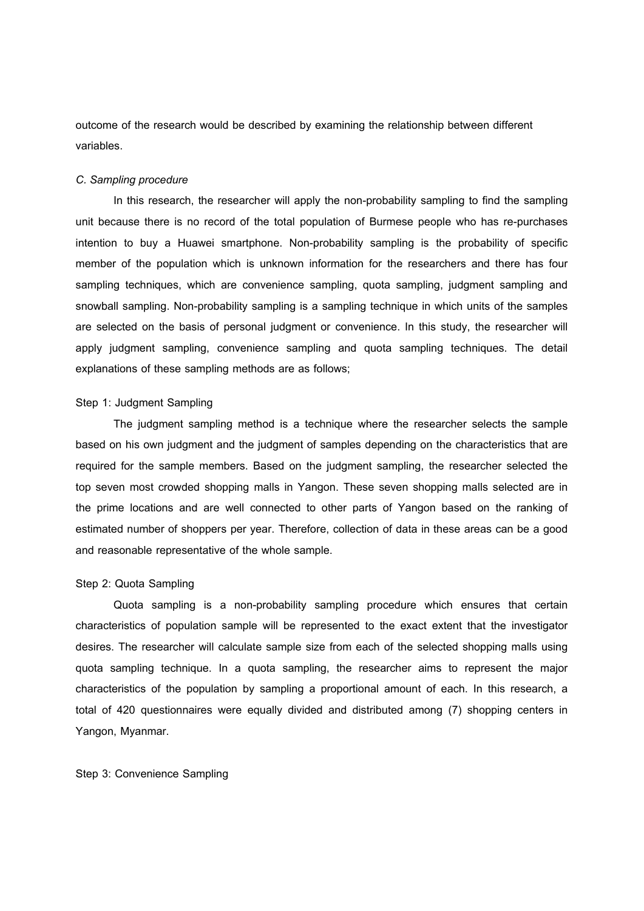outcome of the research would be described by examining the relationship between different variables.

*C. Sampling procedure*

In this research, the researcher will apply the non-probability sampling to find the sampling unit because there is no record of the total population of Burmese people who has re-purchases intention to buy a Huawei smartphone. Non-probability sampling is the probability of specific member of the population which is unknown information for the researchers and there has four sampling techniques, which are convenience sampling, quota sampling, judgment sampling and snowball sampling. Non-probability sampling is a sampling technique in which units of the samples are selected on the basis of personal judgment or convenience. In this study, the researcher will apply judgment sampling, convenience sampling and quota sampling techniques. The detail explanations of these sampling methods are as follows;

Step 1: Judgment Sampling

The judgment sampling method is a technique where the researcher selects the sample based on his own judgment and the judgment of samples depending on the characteristics that are required for the sample members. Based on the judgment sampling, the researcher selected the top seven most crowded shopping malls in Yangon. These seven shopping malls selected are in the prime locations and are well connected to other parts of Yangon based on the ranking of estimated number of shoppers per year. Therefore, collection of data in these areas can be a good and reasonable representative of the whole sample.

Step 2: Quota Sampling

Quota sampling is a non-probability sampling procedure which ensures that certain characteristics of population sample will be represented to the exact extent that the investigator desires. The researcher will calculate sample size from each of the selected shopping malls using quota sampling technique. In a quota sampling, the researcher aims to represent the major characteristics of the population by sampling a proportional amount of each. In this research, a total of 420 questionnaires were equally divided and distributed among (7) shopping centers in Yangon, Myanmar.

Step 3: Convenience Sampling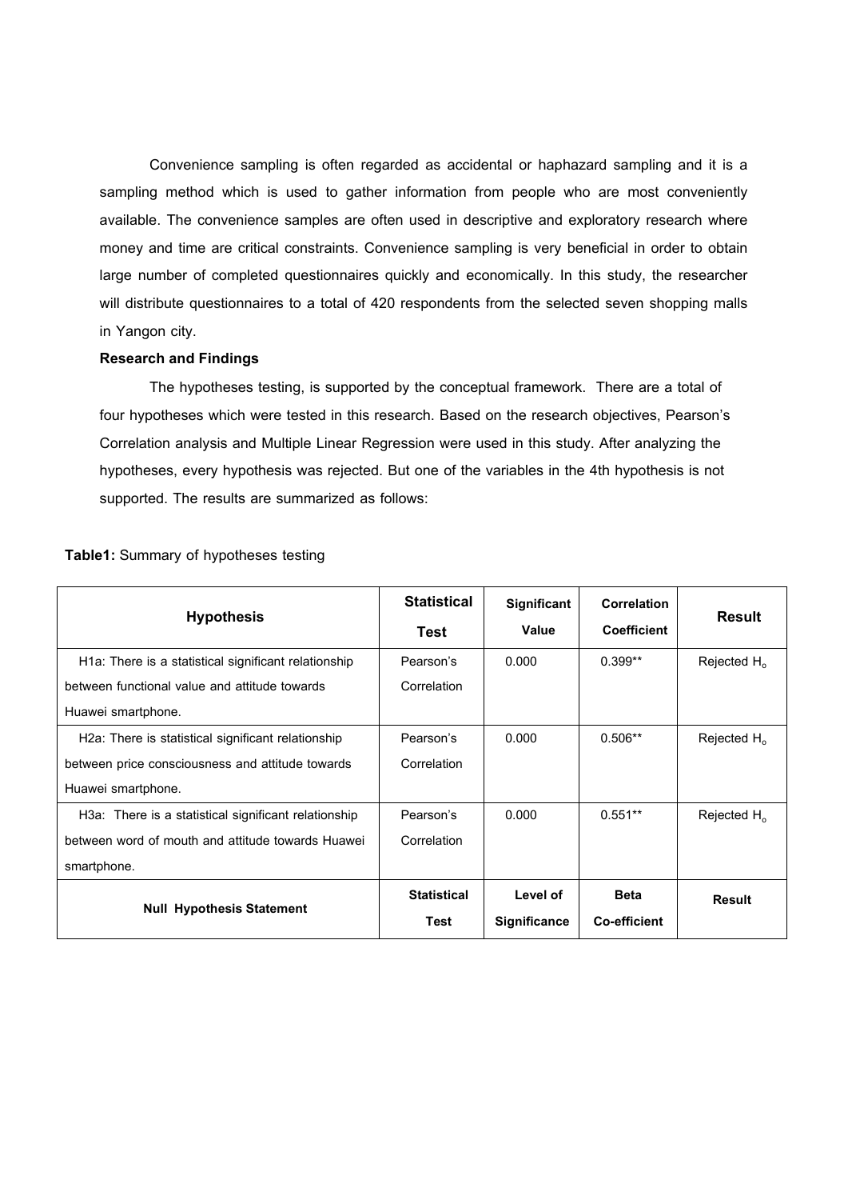Convenience sampling is often regarded as accidental or haphazard sampling and it is a sampling method which is used to gather information from people who are most conveniently available. The convenience samples are often used in descriptive and exploratory research where money and time are critical constraints. Convenience sampling is very beneficial in order to obtain large number of completed questionnaires quickly and economically. In this study, the researcher will distribute questionnaires to a total of 420 respondents from the selected seven shopping malls in Yangon city.

**Research and Findings**

The hypotheses testing, is supported by the conceptual framework. There are a total of four hypotheses which were tested in this research. Based on the research objectives, Pearson's Correlation analysis and Multiple Linear Regression were used in this study. After analyzing the hypotheses, every hypothesis was rejected. But one of the variables in the 4th hypothesis is not supported. The results are summarized as follows:

**Table1:** Summary of hypotheses testing

| Hypothesis | Statistical Test | Significant Value | Correlation Coefficient | Result |
|---|---|---|---|---|
| H1a: There is a statistical significant relationship between functional value and attitude towards Huawei smartphone. | Pearson's Correlation | 0.000 | 0.399** | Rejected $H_o$ |
| H2a: There is statistical significant relationship between price consciousness and attitude towards Huawei smartphone. | Pearson's Correlation | 0.000 | 0.506** | Rejected $H_o$ |
| H3a: There is a statistical significant relationship between word of mouth and attitude towards Huawei smartphone. | Pearson's Correlation | 0.000 | 0.551** | Rejected $H_o$ |
| **Null Hypothesis Statement** | **Statistical Test** | **Level of Significance** | **Beta Co-efficient** | **Result** |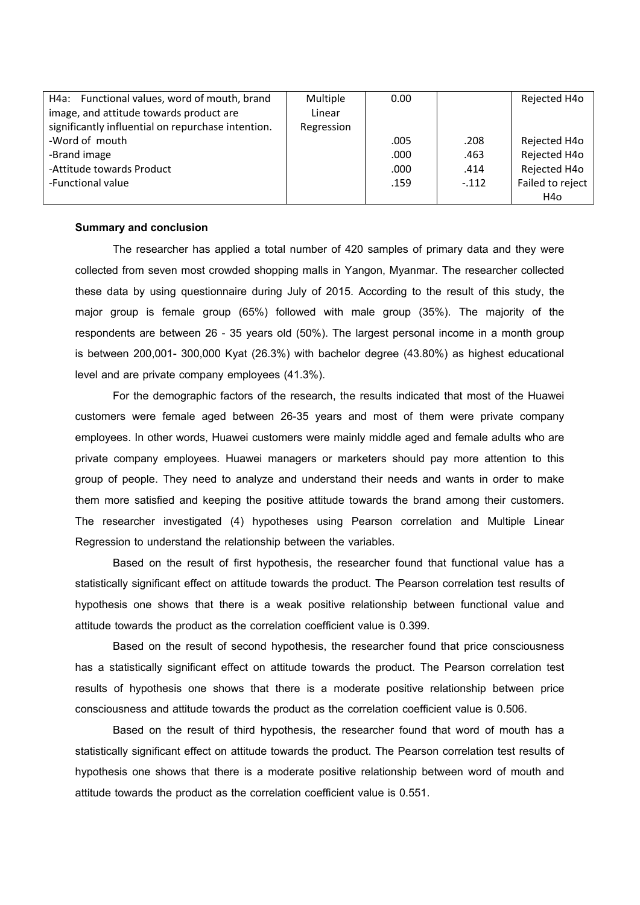| | | | | |
|---|---|---|---|---|
| H4a: Functional values, word of mouth, brand image, and attitude towards product are significantly influential on repurchase intention. | Multiple Linear Regression | 0.00 | | Rejected H4o |
| -Word of mouth | | .005 | .208 | Rejected H4o |
| -Brand image | | .000 | .463 | Rejected H4o |
| -Attitude towards Product | | .000 | .414 | Rejected H4o |
| -Functional value | | .159 | -.112 | Failed to reject H4o |

**Summary and conclusion**

The researcher has applied a total number of 420 samples of primary data and they were collected from seven most crowded shopping malls in Yangon, Myanmar. The researcher collected these data by using questionnaire during July of 2015. According to the result of this study, the major group is female group (65%) followed with male group (35%). The majority of the respondents are between 26 - 35 years old (50%). The largest personal income in a month group is between 200,001- 300,000 Kyat (26.3%) with bachelor degree (43.80%) as highest educational level and are private company employees (41.3%).

For the demographic factors of the research, the results indicated that most of the Huawei customers were female aged between 26-35 years and most of them were private company employees. In other words, Huawei customers were mainly middle aged and female adults who are private company employees. Huawei managers or marketers should pay more attention to this group of people. They need to analyze and understand their needs and wants in order to make them more satisfied and keeping the positive attitude towards the brand among their customers. The researcher investigated (4) hypotheses using Pearson correlation and Multiple Linear Regression to understand the relationship between the variables.

Based on the result of first hypothesis, the researcher found that functional value has a statistically significant effect on attitude towards the product. The Pearson correlation test results of hypothesis one shows that there is a weak positive relationship between functional value and attitude towards the product as the correlation coefficient value is 0.399.

Based on the result of second hypothesis, the researcher found that price consciousness has a statistically significant effect on attitude towards the product. The Pearson correlation test results of hypothesis one shows that there is a moderate positive relationship between price consciousness and attitude towards the product as the correlation coefficient value is 0.506.

Based on the result of third hypothesis, the researcher found that word of mouth has a statistically significant effect on attitude towards the product. The Pearson correlation test results of hypothesis one shows that there is a moderate positive relationship between word of mouth and attitude towards the product as the correlation coefficient value is 0.551.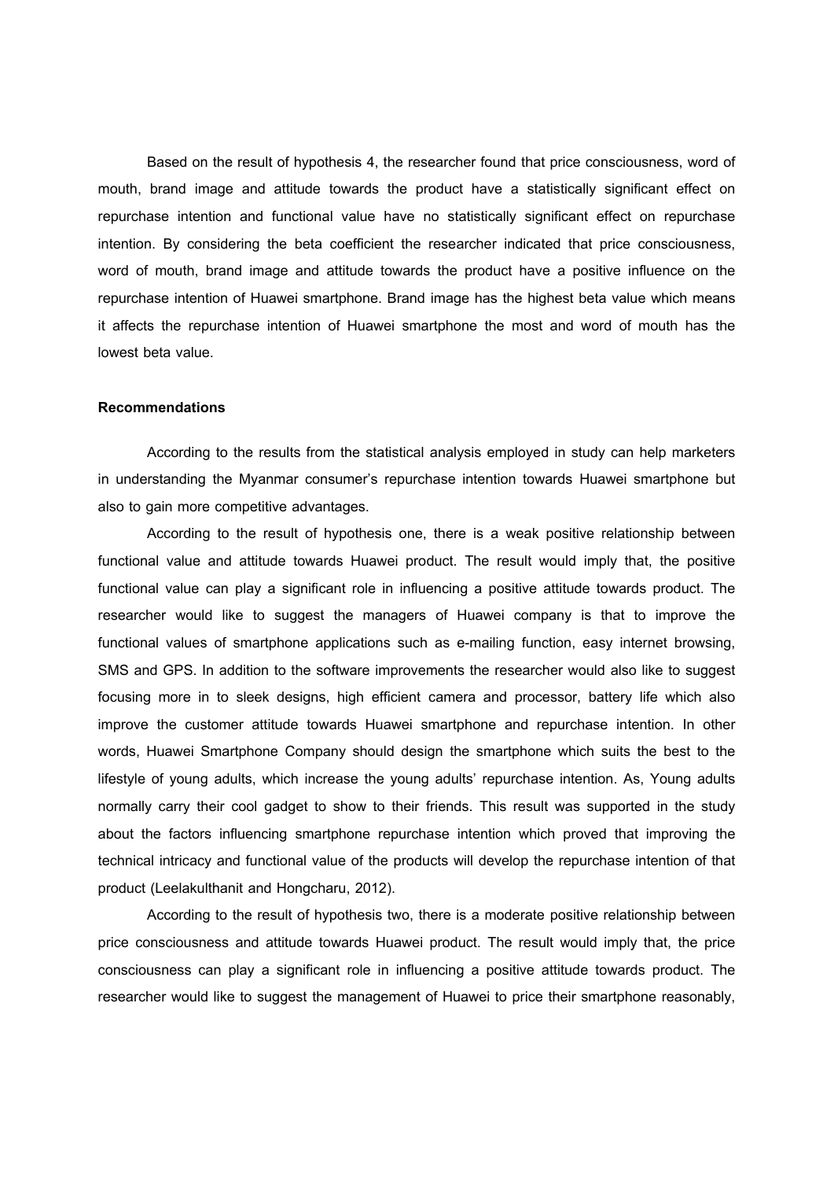Based on the result of hypothesis 4, the researcher found that price consciousness, word of mouth, brand image and attitude towards the product have a statistically significant effect on repurchase intention and functional value have no statistically significant effect on repurchase intention. By considering the beta coefficient the researcher indicated that price consciousness, word of mouth, brand image and attitude towards the product have a positive influence on the repurchase intention of Huawei smartphone. Brand image has the highest beta value which means it affects the repurchase intention of Huawei smartphone the most and word of mouth has the lowest beta value.

**Recommendations**

According to the results from the statistical analysis employed in study can help marketers in understanding the Myanmar consumer's repurchase intention towards Huawei smartphone but also to gain more competitive advantages.

According to the result of hypothesis one, there is a weak positive relationship between functional value and attitude towards Huawei product. The result would imply that, the positive functional value can play a significant role in influencing a positive attitude towards product. The researcher would like to suggest the managers of Huawei company is that to improve the functional values of smartphone applications such as e-mailing function, easy internet browsing, SMS and GPS. In addition to the software improvements the researcher would also like to suggest focusing more in to sleek designs, high efficient camera and processor, battery life which also improve the customer attitude towards Huawei smartphone and repurchase intention. In other words, Huawei Smartphone Company should design the smartphone which suits the best to the lifestyle of young adults, which increase the young adults' repurchase intention. As, Young adults normally carry their cool gadget to show to their friends. This result was supported in the study about the factors influencing smartphone repurchase intention which proved that improving the technical intricacy and functional value of the products will develop the repurchase intention of that product (Leelakulthanit and Hongcharu, 2012).

According to the result of hypothesis two, there is a moderate positive relationship between price consciousness and attitude towards Huawei product. The result would imply that, the price consciousness can play a significant role in influencing a positive attitude towards product. The researcher would like to suggest the management of Huawei to price their smartphone reasonably,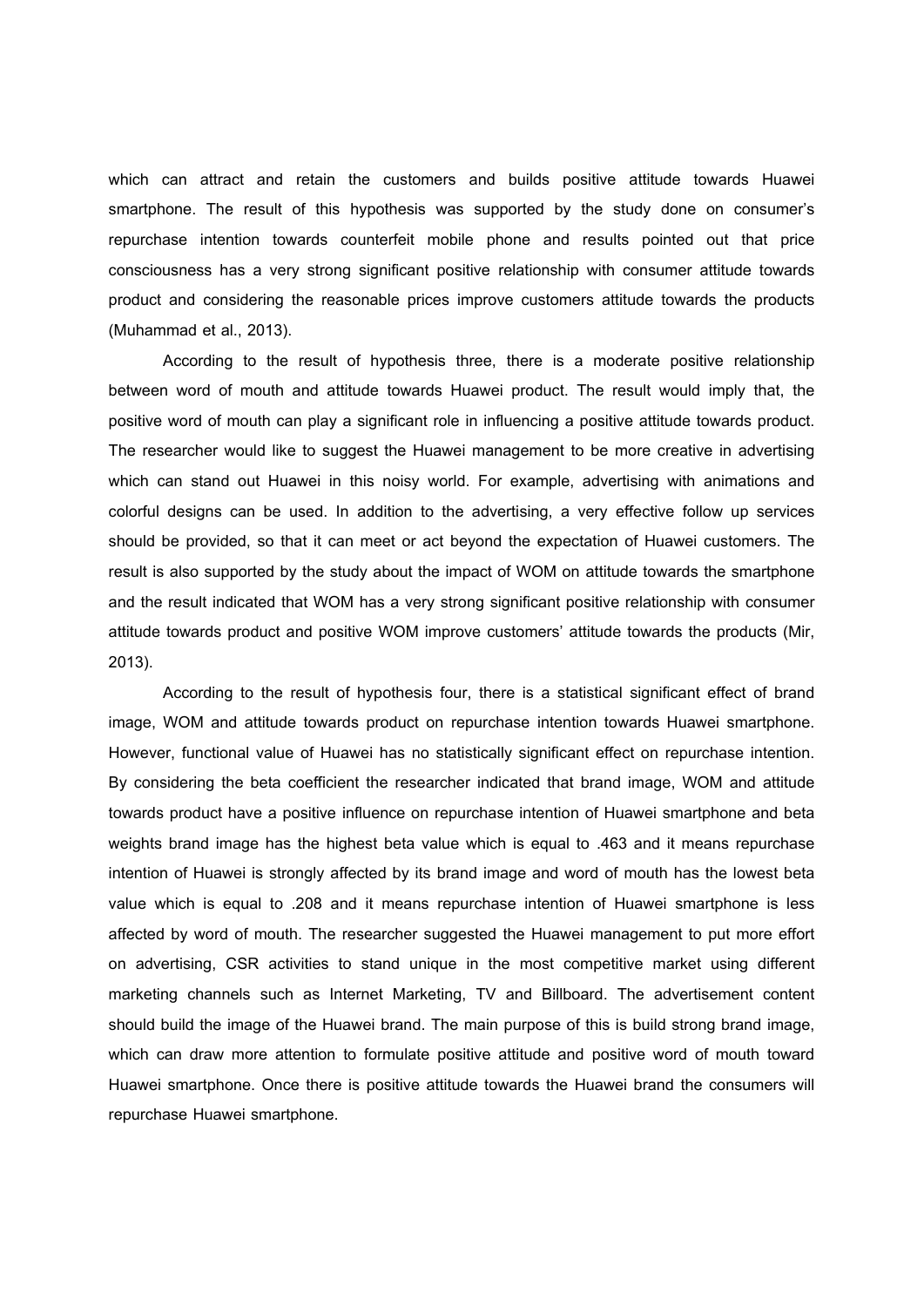which can attract and retain the customers and builds positive attitude towards Huawei smartphone. The result of this hypothesis was supported by the study done on consumer's repurchase intention towards counterfeit mobile phone and results pointed out that price consciousness has a very strong significant positive relationship with consumer attitude towards product and considering the reasonable prices improve customers attitude towards the products (Muhammad et al., 2013).

According to the result of hypothesis three, there is a moderate positive relationship between word of mouth and attitude towards Huawei product. The result would imply that, the positive word of mouth can play a significant role in influencing a positive attitude towards product. The researcher would like to suggest the Huawei management to be more creative in advertising which can stand out Huawei in this noisy world. For example, advertising with animations and colorful designs can be used. In addition to the advertising, a very effective follow up services should be provided, so that it can meet or act beyond the expectation of Huawei customers. The result is also supported by the study about the impact of WOM on attitude towards the smartphone and the result indicated that WOM has a very strong significant positive relationship with consumer attitude towards product and positive WOM improve customers' attitude towards the products (Mir, 2013).

According to the result of hypothesis four, there is a statistical significant effect of brand image, WOM and attitude towards product on repurchase intention towards Huawei smartphone. However, functional value of Huawei has no statistically significant effect on repurchase intention. By considering the beta coefficient the researcher indicated that brand image, WOM and attitude towards product have a positive influence on repurchase intention of Huawei smartphone and beta weights brand image has the highest beta value which is equal to .463 and it means repurchase intention of Huawei is strongly affected by its brand image and word of mouth has the lowest beta value which is equal to .208 and it means repurchase intention of Huawei smartphone is less affected by word of mouth. The researcher suggested the Huawei management to put more effort on advertising, CSR activities to stand unique in the most competitive market using different marketing channels such as Internet Marketing, TV and Billboard. The advertisement content should build the image of the Huawei brand. The main purpose of this is build strong brand image, which can draw more attention to formulate positive attitude and positive word of mouth toward Huawei smartphone. Once there is positive attitude towards the Huawei brand the consumers will repurchase Huawei smartphone.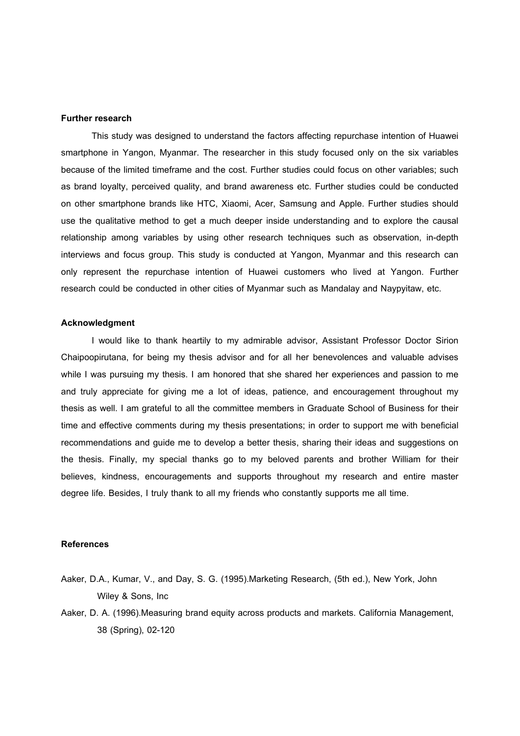**Further research**

This study was designed to understand the factors affecting repurchase intention of Huawei smartphone in Yangon, Myanmar. The researcher in this study focused only on the six variables because of the limited timeframe and the cost. Further studies could focus on other variables; such as brand loyalty, perceived quality, and brand awareness etc. Further studies could be conducted on other smartphone brands like HTC, Xiaomi, Acer, Samsung and Apple. Further studies should use the qualitative method to get a much deeper inside understanding and to explore the causal relationship among variables by using other research techniques such as observation, in-depth interviews and focus group. This study is conducted at Yangon, Myanmar and this research can only represent the repurchase intention of Huawei customers who lived at Yangon. Further research could be conducted in other cities of Myanmar such as Mandalay and Naypyitaw, etc.

**Acknowledgment**

I would like to thank heartily to my admirable advisor, Assistant Professor Doctor Sirion Chaipoopirutana, for being my thesis advisor and for all her benevolences and valuable advises while I was pursuing my thesis. I am honored that she shared her experiences and passion to me and truly appreciate for giving me a lot of ideas, patience, and encouragement throughout my thesis as well. I am grateful to all the committee members in Graduate School of Business for their time and effective comments during my thesis presentations; in order to support me with beneficial recommendations and guide me to develop a better thesis, sharing their ideas and suggestions on the thesis. Finally, my special thanks go to my beloved parents and brother William for their believes, kindness, encouragements and supports throughout my research and entire master degree life. Besides, I truly thank to all my friends who constantly supports me all time.

**References**

Aaker, D.A., Kumar, V., and Day, S. G. (1995).Marketing Research, (5th ed.), New York, John Wiley & Sons, Inc

Aaker, D. A. (1996).Measuring brand equity across products and markets. California Management, 38 (Spring), 02-120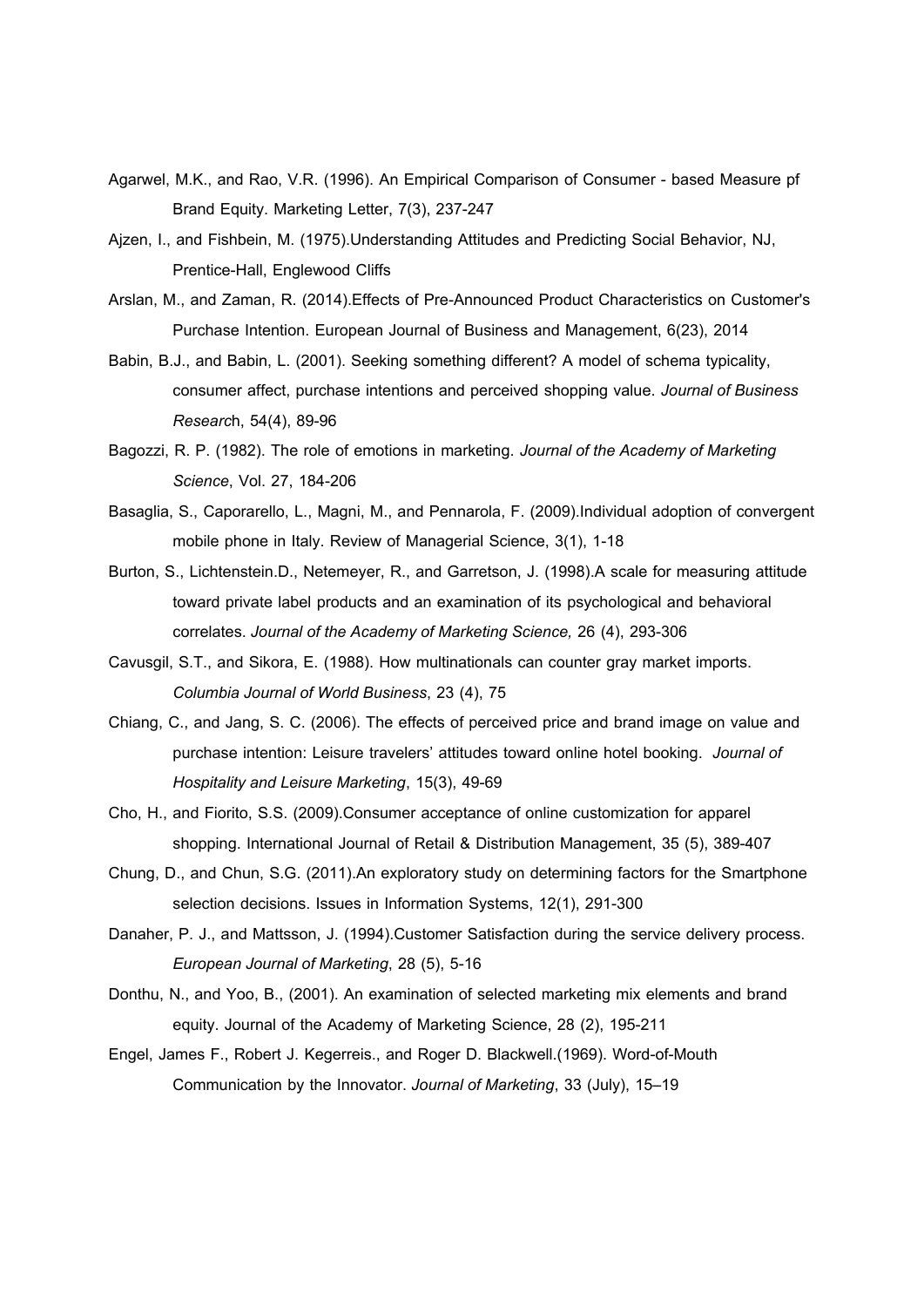Agarwel, M.K., and Rao, V.R. (1996). An Empirical Comparison of Consumer - based Measure pf Brand Equity. Marketing Letter, 7(3), 237-247

Ajzen, I., and Fishbein, M. (1975).Understanding Attitudes and Predicting Social Behavior, NJ, Prentice-Hall, Englewood Cliffs

Arslan, M., and Zaman, R. (2014).Effects of Pre-Announced Product Characteristics on Customer's Purchase Intention. European Journal of Business and Management, 6(23), 2014

Babin, B.J., and Babin, L. (2001). Seeking something different? A model of schema typicality, consumer affect, purchase intentions and perceived shopping value. *Journal of Business Researc*h, 54(4), 89-96

Bagozzi, R. P. (1982). The role of emotions in marketing. *Journal of the Academy of Marketing Science*, Vol. 27, 184-206

Basaglia, S., Caporarello, L., Magni, M., and Pennarola, F. (2009).Individual adoption of convergent mobile phone in Italy. Review of Managerial Science, 3(1), 1-18

Burton, S., Lichtenstein.D., Netemeyer, R., and Garretson, J. (1998).A scale for measuring attitude toward private label products and an examination of its psychological and behavioral correlates. *Journal of the Academy of Marketing Science,* 26 (4), 293-306

Cavusgil, S.T., and Sikora, E. (1988). How multinationals can counter gray market imports. *Columbia Journal of World Business*, 23 (4), 75

Chiang, C., and Jang, S. C. (2006). The effects of perceived price and brand image on value and purchase intention: Leisure travelers' attitudes toward online hotel booking. *Journal of Hospitality and Leisure Marketing*, 15(3), 49-69

Cho, H., and Fiorito, S.S. (2009).Consumer acceptance of online customization for apparel shopping. International Journal of Retail & Distribution Management, 35 (5), 389-407

Chung, D., and Chun, S.G. (2011).An exploratory study on determining factors for the Smartphone selection decisions. Issues in Information Systems, 12(1), 291-300

Danaher, P. J., and Mattsson, J. (1994).Customer Satisfaction during the service delivery process. *European Journal of Marketing*, 28 (5), 5-16

Donthu, N., and Yoo, B., (2001). An examination of selected marketing mix elements and brand equity. Journal of the Academy of Marketing Science, 28 (2), 195-211

Engel, James F., Robert J. Kegerreis., and Roger D. Blackwell.(1969). Word-of-Mouth Communication by the Innovator. *Journal of Marketing*, 33 (July), 15–19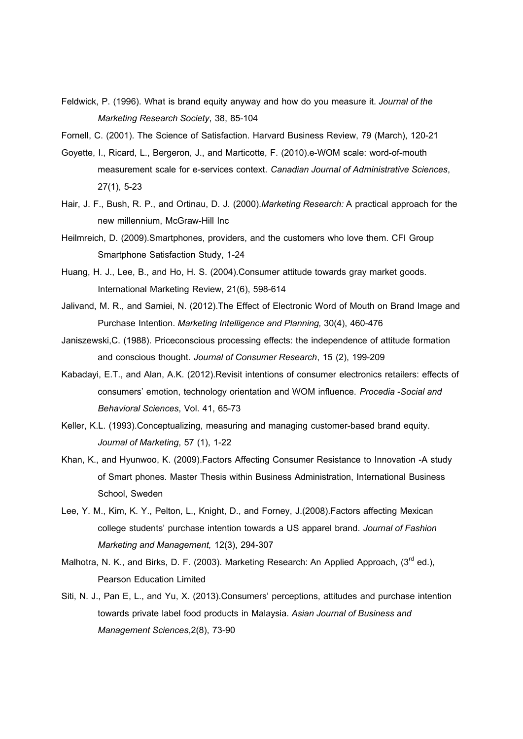Feldwick, P. (1996). What is brand equity anyway and how do you measure it. *Journal of the Marketing Research Society*, 38, 85-104

Fornell, C. (2001). The Science of Satisfaction. Harvard Business Review, 79 (March), 120-21

Goyette, I., Ricard, L., Bergeron, J., and Marticotte, F. (2010).e-WOM scale: word-of-mouth measurement scale for e-services context. *Canadian Journal of Administrative Sciences*, 27(1), 5-23

Hair, J. F., Bush, R. P., and Ortinau, D. J. (2000).*Marketing Research:* A practical approach for the new millennium, McGraw-Hill Inc

Heilmreich, D. (2009).Smartphones, providers, and the customers who love them. CFI Group Smartphone Satisfaction Study, 1-24

Huang, H. J., Lee, B., and Ho, H. S. (2004).Consumer attitude towards gray market goods. International Marketing Review, 21(6), 598-614

Jalivand, M. R., and Samiei, N. (2012).The Effect of Electronic Word of Mouth on Brand Image and Purchase Intention. *Marketing Intelligence and Planning,* 30(4), 460-476

Janiszewski,C. (1988). Priceconscious processing effects: the independence of attitude formation and conscious thought. *Journal of Consumer Research*, 15 (2), 199-209

Kabadayi, E.T., and Alan, A.K. (2012).Revisit intentions of consumer electronics retailers: effects of consumers' emotion, technology orientation and WOM influence. *Procedia -Social and Behavioral Sciences*, Vol. 41, 65-73

Keller, K.L. (1993).Conceptualizing, measuring and managing customer-based brand equity. *Journal of Marketing*, 57 (1), 1-22

Khan, K., and Hyunwoo, K. (2009).Factors Affecting Consumer Resistance to Innovation -A study of Smart phones. Master Thesis within Business Administration, International Business School, Sweden

Lee, Y. M., Kim, K. Y., Pelton, L., Knight, D., and Forney, J.(2008).Factors affecting Mexican college students' purchase intention towards a US apparel brand. *Journal of Fashion Marketing and Management,* 12(3), 294-307

Malhotra, N. K., and Birks, D. F. (2003). Marketing Research: An Applied Approach, (3rd ed.), Pearson Education Limited

Siti, N. J., Pan E, L., and Yu, X. (2013).Consumers' perceptions, attitudes and purchase intention towards private label food products in Malaysia. *Asian Journal of Business and Management Sciences*,2(8), 73-90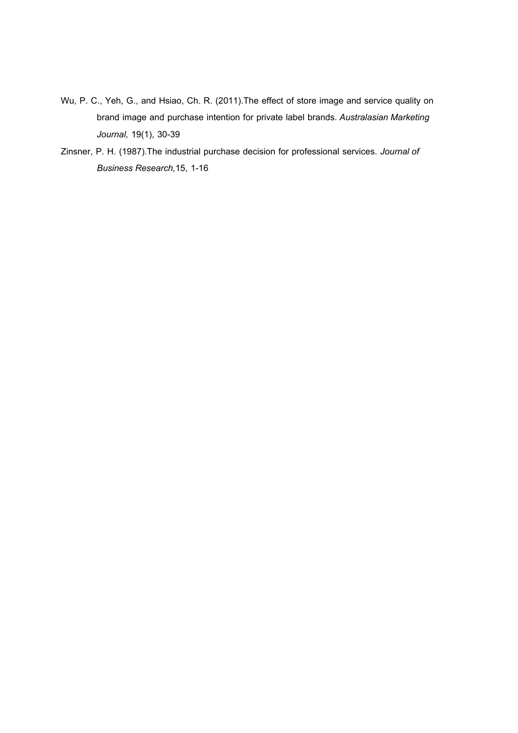Wu, P. C., Yeh, G., and Hsiao, Ch. R. (2011).The effect of store image and service quality on brand image and purchase intention for private label brands. *Australasian Marketing Journal,* 19(1), 30-39

Zinsner, P. H. (1987).The industrial purchase decision for professional services. *Journal of Business Research,*15, 1-16